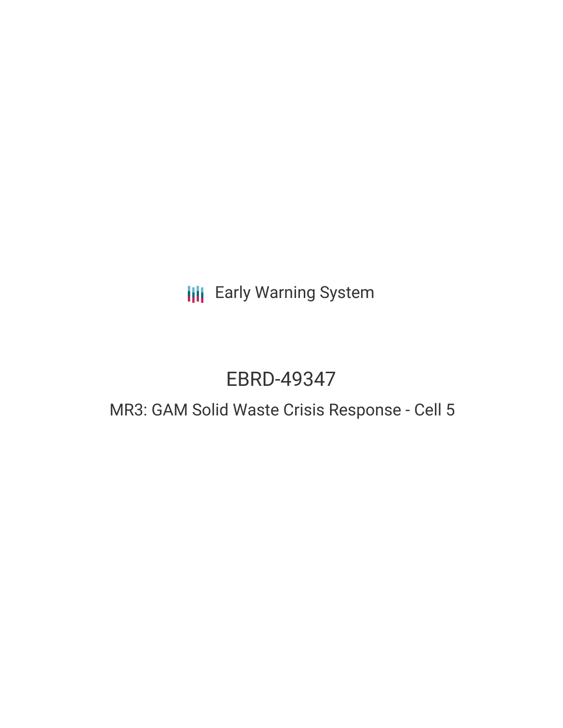Early Warning System

# EBRD-49347

## MR3: GAM Solid Waste Crisis Response - Cell 5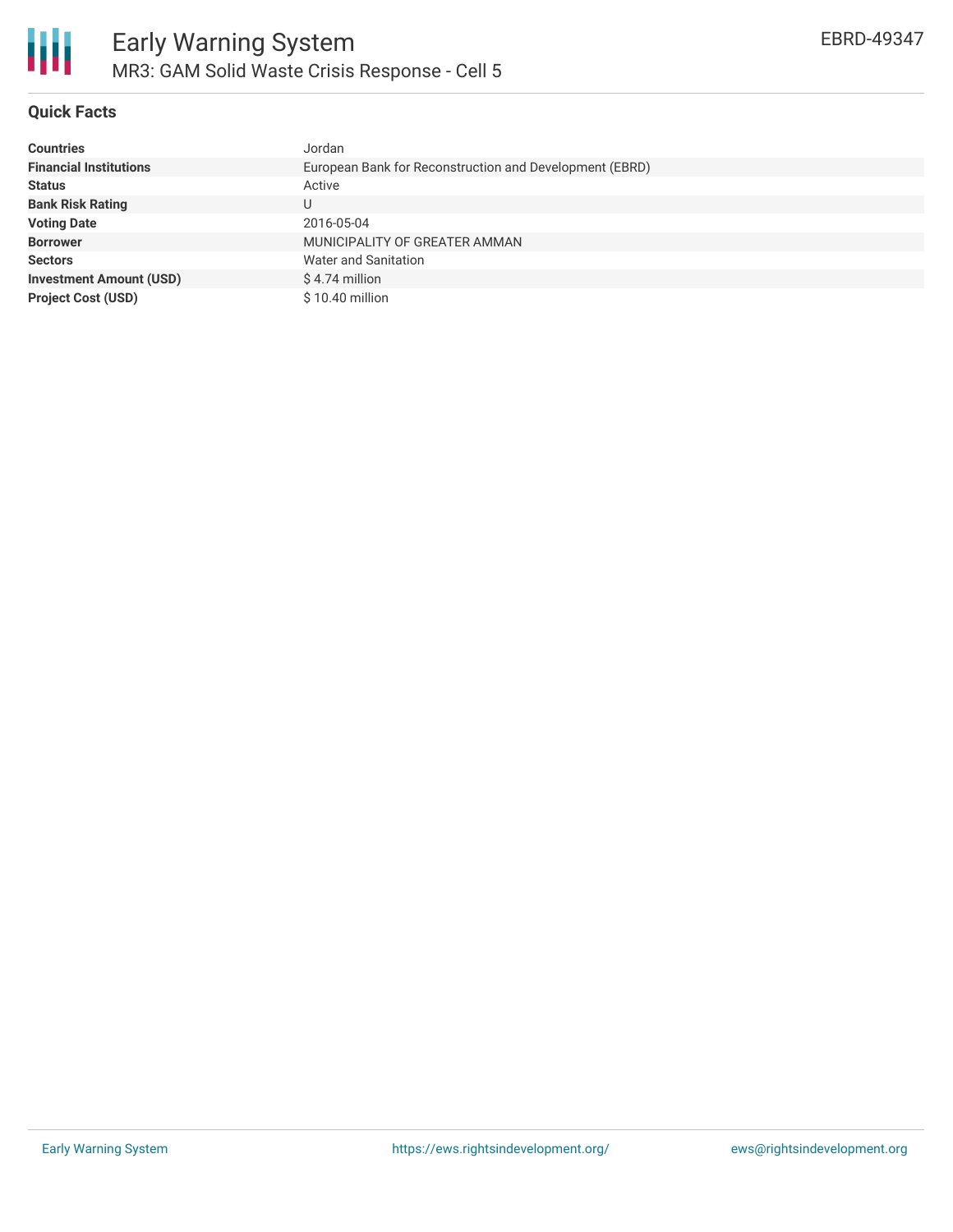# Early Warning System

## MR3: GAM Solid Waste Crisis Response - Cell 5

EBRD-49347

### Quick Facts

| | |
|---|---|
| **Countries** | Jordan |
| **Financial Institutions** | European Bank for Reconstruction and Development (EBRD) |
| **Status** | Active |
| **Bank Risk Rating** | U |
| **Voting Date** | 2016-05-04 |
| **Borrower** | MUNICIPALITY OF GREATER AMMAN |
| **Sectors** | Water and Sanitation |
| **Investment Amount (USD)** | $ 4.74 million |
| **Project Cost (USD)** | $ 10.40 million |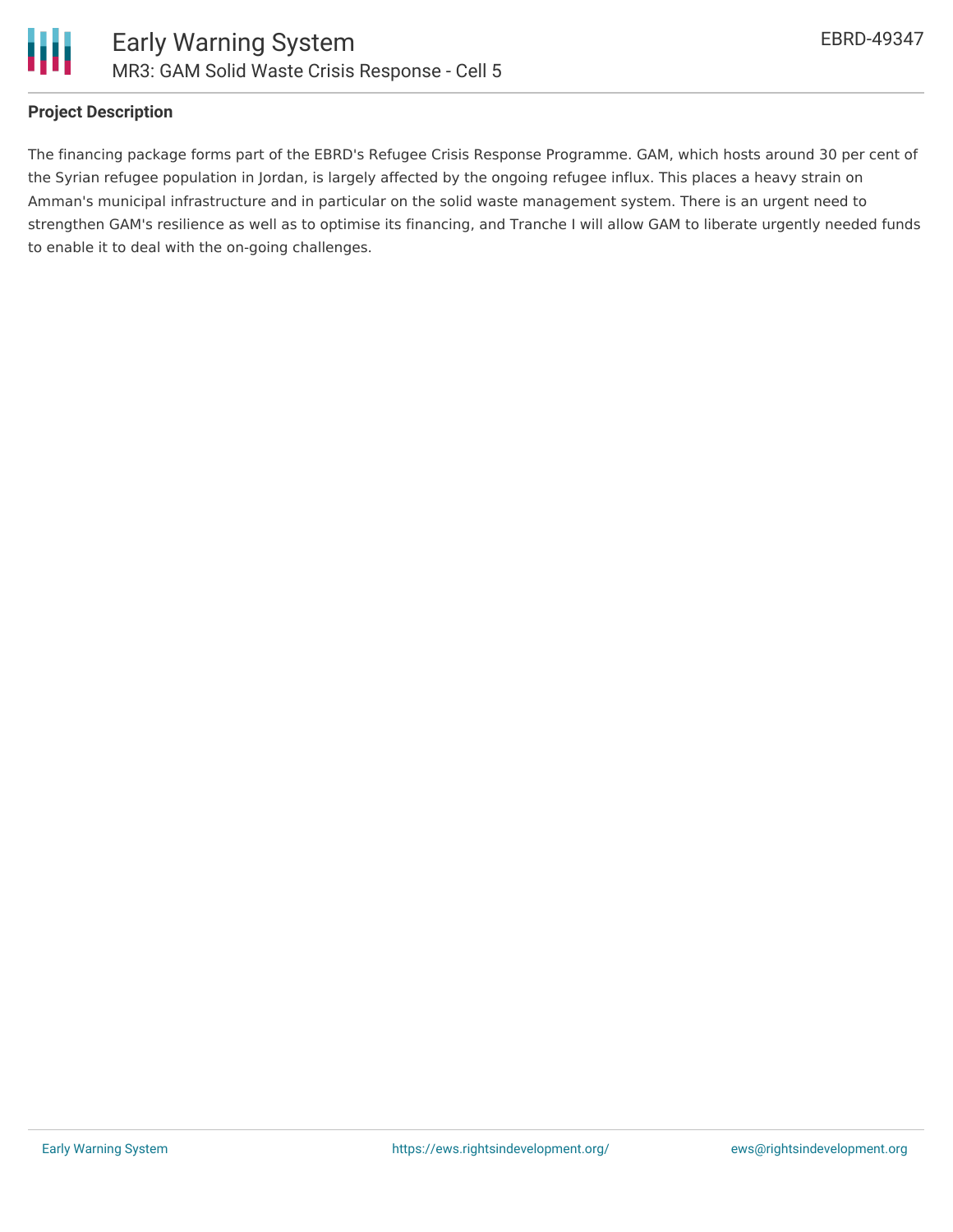## Project Description

The financing package forms part of the EBRD's Refugee Crisis Response Programme. GAM, which hosts around 30 per cent of the Syrian refugee population in Jordan, is largely affected by the ongoing refugee influx. This places a heavy strain on Amman's municipal infrastructure and in particular on the solid waste management system. There is an urgent need to strengthen GAM's resilience as well as to optimise its financing, and Tranche I will allow GAM to liberate urgently needed funds to enable it to deal with the on-going challenges.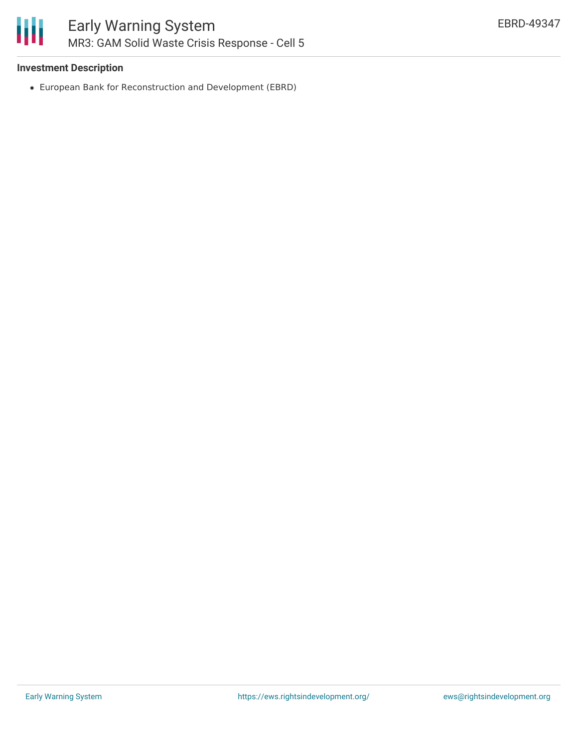### Investment Description

- European Bank for Reconstruction and Development (EBRD)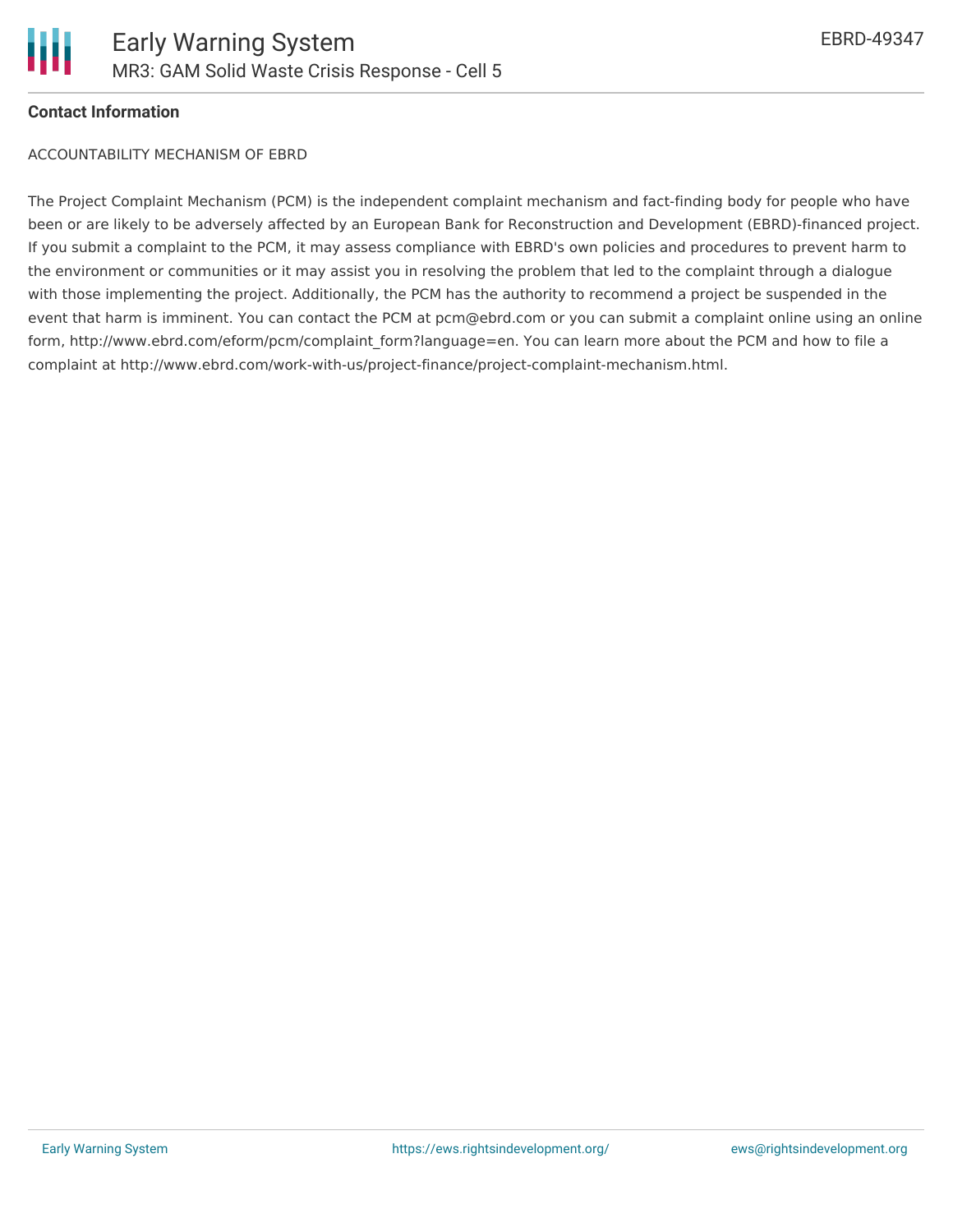**Contact Information**

ACCOUNTABILITY MECHANISM OF EBRD

The Project Complaint Mechanism (PCM) is the independent complaint mechanism and fact-finding body for people who have been or are likely to be adversely affected by an European Bank for Reconstruction and Development (EBRD)-financed project. If you submit a complaint to the PCM, it may assess compliance with EBRD's own policies and procedures to prevent harm to the environment or communities or it may assist you in resolving the problem that led to the complaint through a dialogue with those implementing the project. Additionally, the PCM has the authority to recommend a project be suspended in the event that harm is imminent. You can contact the PCM at pcm@ebrd.com or you can submit a complaint online using an online form, http://www.ebrd.com/eform/pcm/complaint_form?language=en. You can learn more about the PCM and how to file a complaint at http://www.ebrd.com/work-with-us/project-finance/project-complaint-mechanism.html.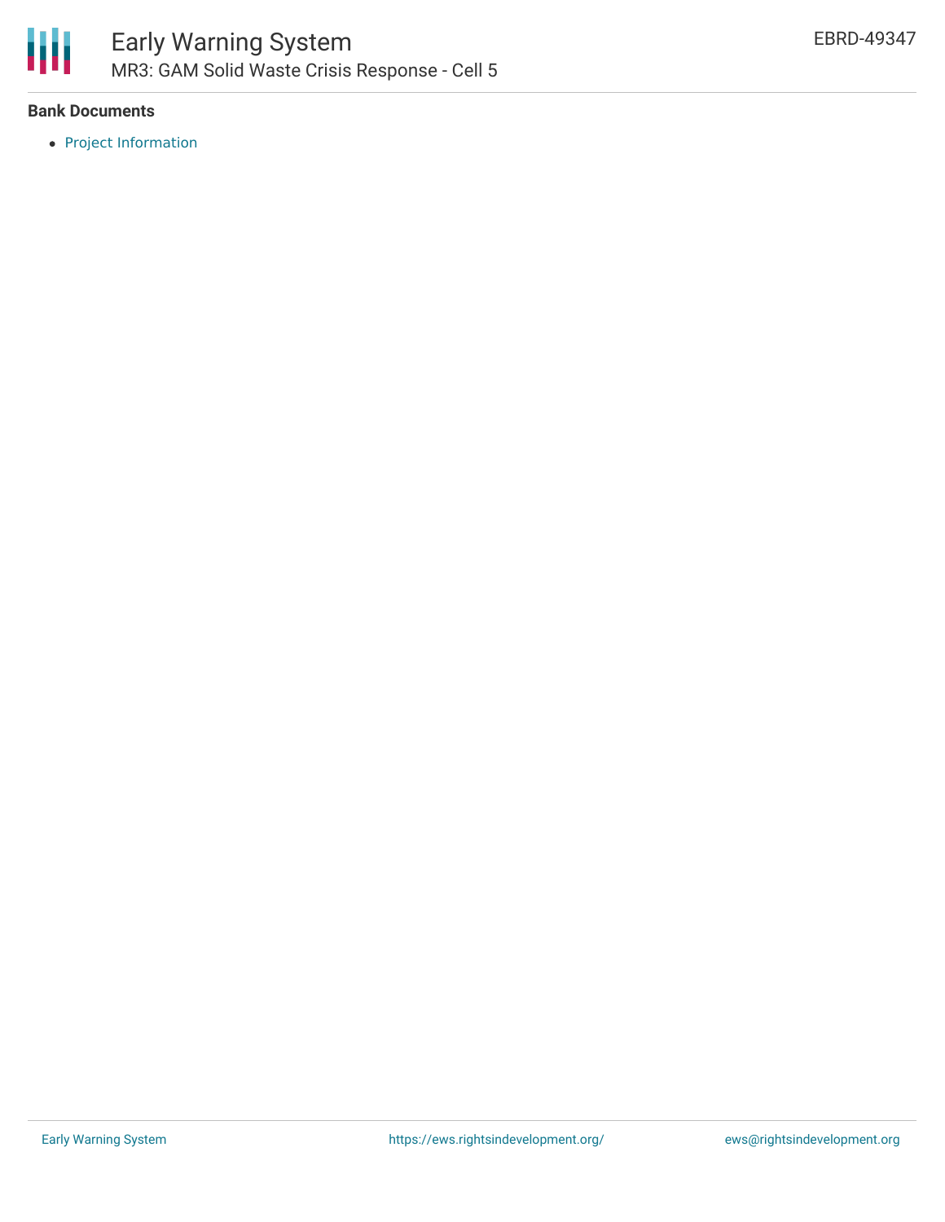**Bank Documents**

- Project Information